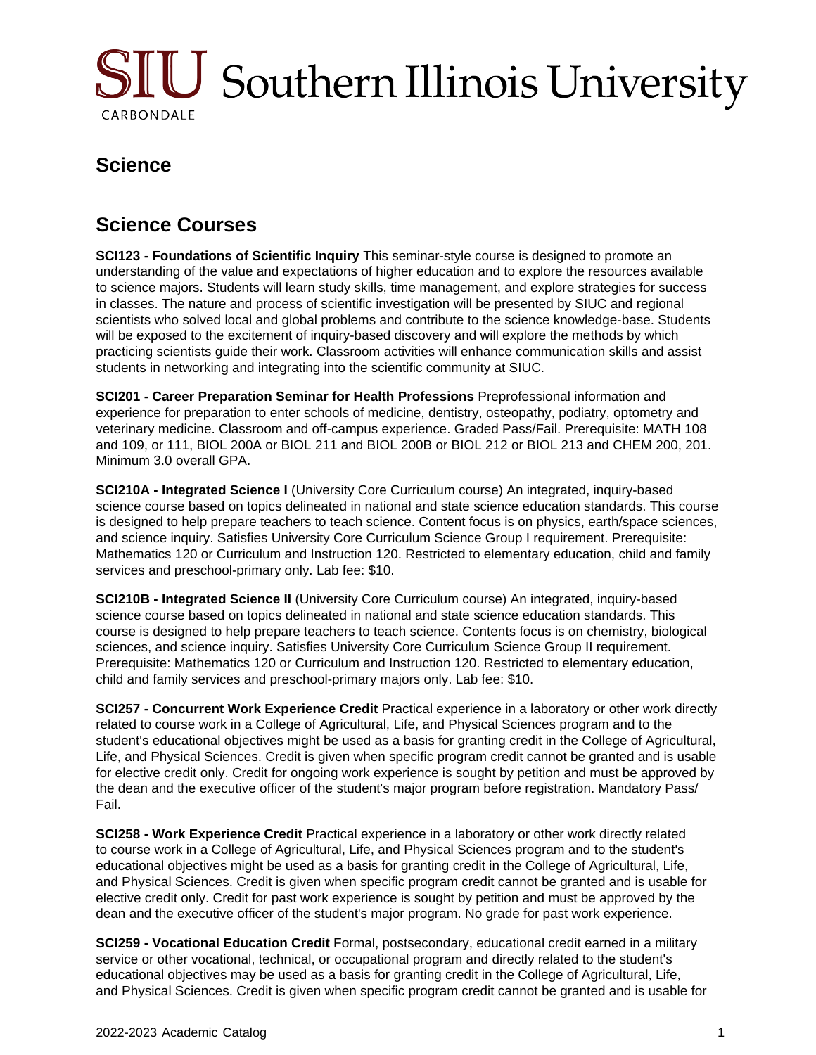# Science

## Science Courses

**SCI123 - Foundations of Scientific Inquiry** This seminar-style course is designed to promote an understanding of the value and expectations of higher education and to explore the resources available to science majors. Students will learn study skills, time management, and explore strategies for success in classes. The nature and process of scientific investigation will be presented by SIUC and regional scientists who solved local and global problems and contribute to the science knowledge-base. Students will be exposed to the excitement of inquiry-based discovery and will explore the methods by which practicing scientists guide their work. Classroom activities will enhance communication skills and assist students in networking and integrating into the scientific community at SIUC.

**SCI201 - Career Preparation Seminar for Health Professions** Preprofessional information and experience for preparation to enter schools of medicine, dentistry, osteopathy, podiatry, optometry and veterinary medicine. Classroom and off-campus experience. Graded Pass/Fail. Prerequisite: MATH 108 and 109, or 111, BIOL 200A or BIOL 211 and BIOL 200B or BIOL 212 or BIOL 213 and CHEM 200, 201. Minimum 3.0 overall GPA.

**SCI210A - Integrated Science I** (University Core Curriculum course) An integrated, inquiry-based science course based on topics delineated in national and state science education standards. This course is designed to help prepare teachers to teach science. Content focus is on physics, earth/space sciences, and science inquiry. Satisfies University Core Curriculum Science Group I requirement. Prerequisite: Mathematics 120 or Curriculum and Instruction 120. Restricted to elementary education, child and family services and preschool-primary only. Lab fee: $10.

**SCI210B - Integrated Science II** (University Core Curriculum course) An integrated, inquiry-based science course based on topics delineated in national and state science education standards. This course is designed to help prepare teachers to teach science. Contents focus is on chemistry, biological sciences, and science inquiry. Satisfies University Core Curriculum Science Group II requirement. Prerequisite: Mathematics 120 or Curriculum and Instruction 120. Restricted to elementary education, child and family services and preschool-primary majors only. Lab fee: $10.

**SCI257 - Concurrent Work Experience Credit** Practical experience in a laboratory or other work directly related to course work in a College of Agricultural, Life, and Physical Sciences program and to the student's educational objectives might be used as a basis for granting credit in the College of Agricultural, Life, and Physical Sciences. Credit is given when specific program credit cannot be granted and is usable for elective credit only. Credit for ongoing work experience is sought by petition and must be approved by the dean and the executive officer of the student's major program before registration. Mandatory Pass/Fail.

**SCI258 - Work Experience Credit** Practical experience in a laboratory or other work directly related to course work in a College of Agricultural, Life, and Physical Sciences program and to the student's educational objectives might be used as a basis for granting credit in the College of Agricultural, Life, and Physical Sciences. Credit is given when specific program credit cannot be granted and is usable for elective credit only. Credit for past work experience is sought by petition and must be approved by the dean and the executive officer of the student's major program. No grade for past work experience.

**SCI259 - Vocational Education Credit** Formal, postsecondary, educational credit earned in a military service or other vocational, technical, or occupational program and directly related to the student's educational objectives may be used as a basis for granting credit in the College of Agricultural, Life, and Physical Sciences. Credit is given when specific program credit cannot be granted and is usable for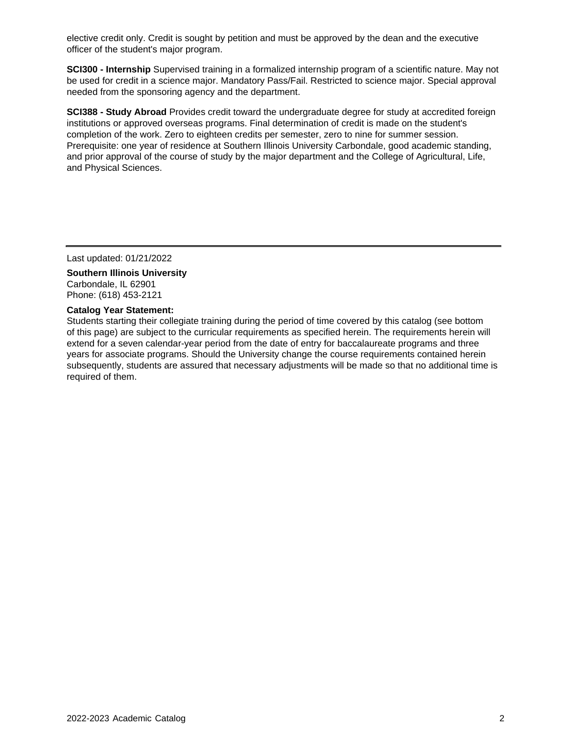elective credit only. Credit is sought by petition and must be approved by the dean and the executive officer of the student's major program.

**SCI300 - Internship** Supervised training in a formalized internship program of a scientific nature. May not be used for credit in a science major. Mandatory Pass/Fail. Restricted to science major. Special approval needed from the sponsoring agency and the department.

**SCI388 - Study Abroad** Provides credit toward the undergraduate degree for study at accredited foreign institutions or approved overseas programs. Final determination of credit is made on the student's completion of the work. Zero to eighteen credits per semester, zero to nine for summer session. Prerequisite: one year of residence at Southern Illinois University Carbondale, good academic standing, and prior approval of the course of study by the major department and the College of Agricultural, Life, and Physical Sciences.

---

Last updated: 01/21/2022

**Southern Illinois University**
Carbondale, IL 62901
Phone: (618) 453-2121

**Catalog Year Statement:**
Students starting their collegiate training during the period of time covered by this catalog (see bottom of this page) are subject to the curricular requirements as specified herein. The requirements herein will extend for a seven calendar-year period from the date of entry for baccalaureate programs and three years for associate programs. Should the University change the course requirements contained herein subsequently, students are assured that necessary adjustments will be made so that no additional time is required of them.

2022-2023 Academic Catalog